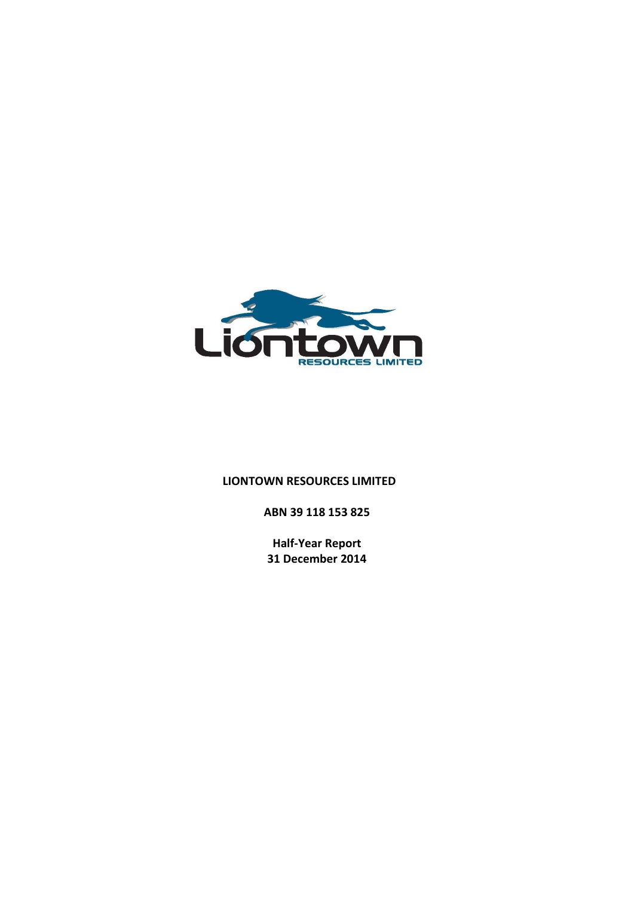**LIONTOWN RESOURCES LIMITED**

**ABN 39 118 153 825**

**Half-Year Report**
**31 December 2014**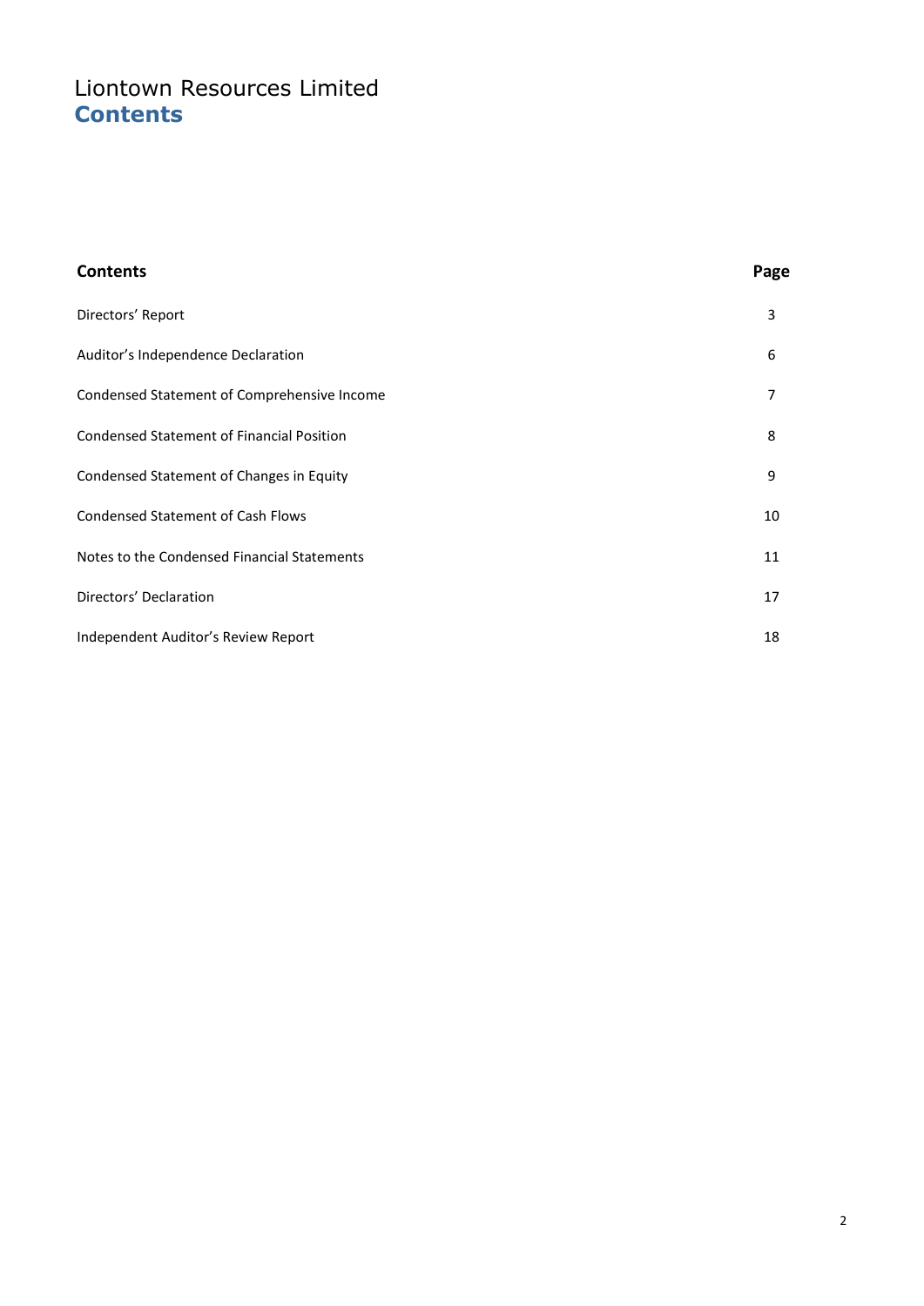# Liontown Resources Limited
## Contents

| Contents | Page |
|---|---|
| Directors' Report | 3 |
| Auditor's Independence Declaration | 6 |
| Condensed Statement of Comprehensive Income | 7 |
| Condensed Statement of Financial Position | 8 |
| Condensed Statement of Changes in Equity | 9 |
| Condensed Statement of Cash Flows | 10 |
| Notes to the Condensed Financial Statements | 11 |
| Directors' Declaration | 17 |
| Independent Auditor's Review Report | 18 |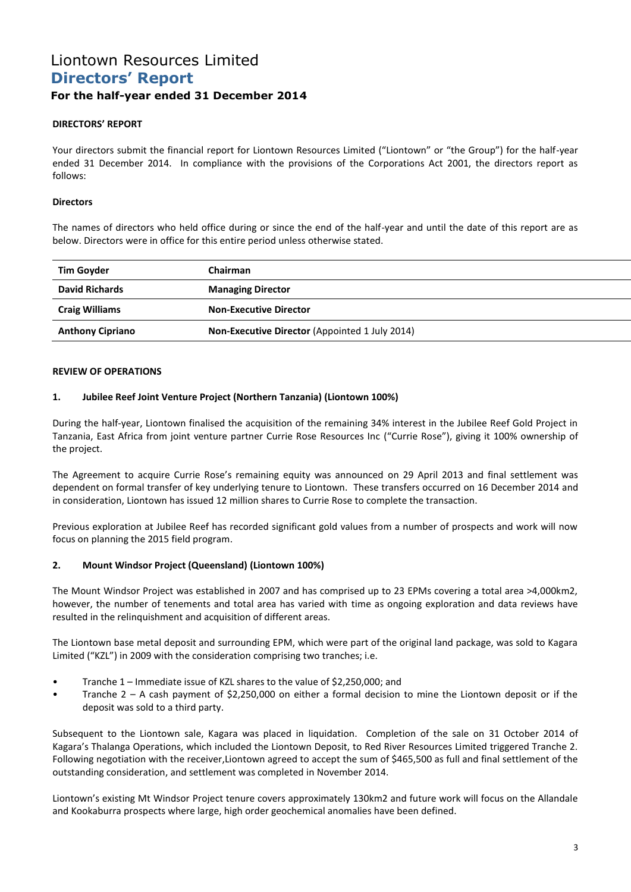# Liontown Resources Limited
## Directors' Report
### For the half-year ended 31 December 2014

**DIRECTORS' REPORT**

Your directors submit the financial report for Liontown Resources Limited ("Liontown" or "the Group") for the half-year ended 31 December 2014. In compliance with the provisions of the Corporations Act 2001, the directors report as follows:

**Directors**

The names of directors who held office during or since the end of the half-year and until the date of this report are as below. Directors were in office for this entire period unless otherwise stated.

| | |
|---|---|
| **Tim Goyder** | **Chairman** |
| **David Richards** | **Managing Director** |
| **Craig Williams** | **Non-Executive Director** |
| **Anthony Cipriano** | **Non-Executive Director** (Appointed 1 July 2014) |

**REVIEW OF OPERATIONS**

**1. Jubilee Reef Joint Venture Project (Northern Tanzania) (Liontown 100%)**

During the half-year, Liontown finalised the acquisition of the remaining 34% interest in the Jubilee Reef Gold Project in Tanzania, East Africa from joint venture partner Currie Rose Resources Inc ("Currie Rose"), giving it 100% ownership of the project.

The Agreement to acquire Currie Rose's remaining equity was announced on 29 April 2013 and final settlement was dependent on formal transfer of key underlying tenure to Liontown. These transfers occurred on 16 December 2014 and in consideration, Liontown has issued 12 million shares to Currie Rose to complete the transaction.

Previous exploration at Jubilee Reef has recorded significant gold values from a number of prospects and work will now focus on planning the 2015 field program.

**2. Mount Windsor Project (Queensland) (Liontown 100%)**

The Mount Windsor Project was established in 2007 and has comprised up to 23 EPMs covering a total area >4,000km2, however, the number of tenements and total area has varied with time as ongoing exploration and data reviews have resulted in the relinquishment and acquisition of different areas.

The Liontown base metal deposit and surrounding EPM, which were part of the original land package, was sold to Kagara Limited ("KZL") in 2009 with the consideration comprising two tranches; i.e.

- Tranche 1 – Immediate issue of KZL shares to the value of $2,250,000; and
- Tranche 2 – A cash payment of $2,250,000 on either a formal decision to mine the Liontown deposit or if the deposit was sold to a third party.

Subsequent to the Liontown sale, Kagara was placed in liquidation. Completion of the sale on 31 October 2014 of Kagara's Thalanga Operations, which included the Liontown Deposit, to Red River Resources Limited triggered Tranche 2. Following negotiation with the receiver,Liontown agreed to accept the sum of $465,500 as full and final settlement of the outstanding consideration, and settlement was completed in November 2014.

Liontown's existing Mt Windsor Project tenure covers approximately 130km2 and future work will focus on the Allandale and Kookaburra prospects where large, high order geochemical anomalies have been defined.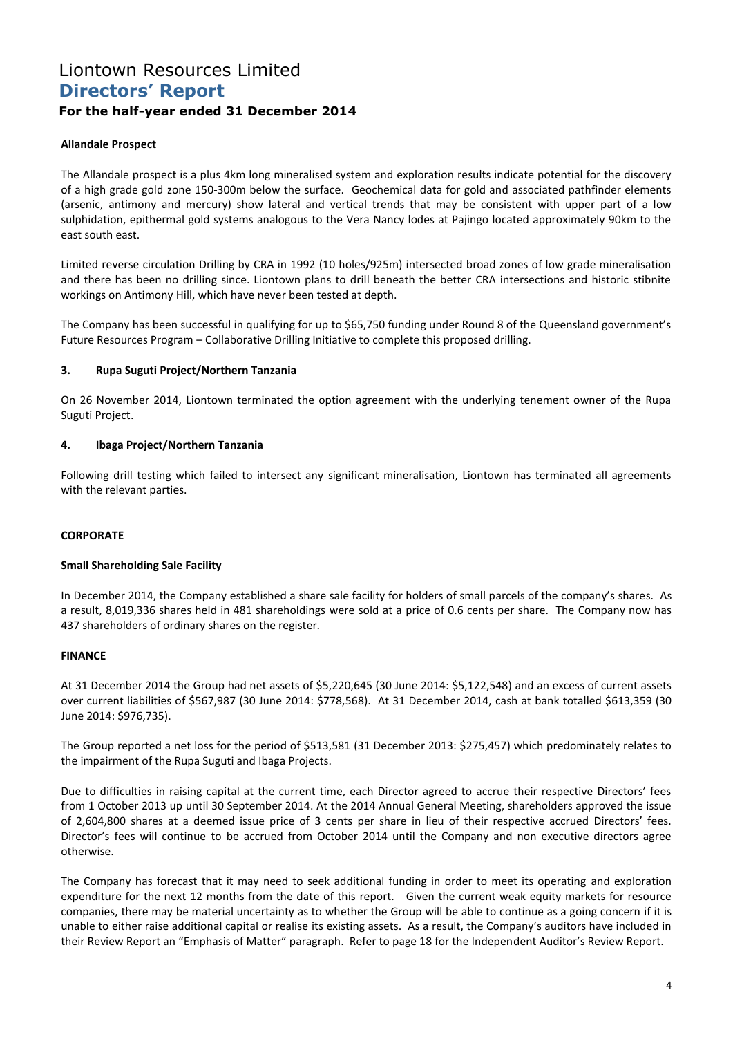### Allandale Prospect

The Allandale prospect is a plus 4km long mineralised system and exploration results indicate potential for the discovery of a high grade gold zone 150-300m below the surface. Geochemical data for gold and associated pathfinder elements (arsenic, antimony and mercury) show lateral and vertical trends that may be consistent with upper part of a low sulphidation, epithermal gold systems analogous to the Vera Nancy lodes at Pajingo located approximately 90km to the east south east.

Limited reverse circulation Drilling by CRA in 1992 (10 holes/925m) intersected broad zones of low grade mineralisation and there has been no drilling since. Liontown plans to drill beneath the better CRA intersections and historic stibnite workings on Antimony Hill, which have never been tested at depth.

The Company has been successful in qualifying for up to $65,750 funding under Round 8 of the Queensland government's Future Resources Program – Collaborative Drilling Initiative to complete this proposed drilling.

### 3. Rupa Suguti Project/Northern Tanzania

On 26 November 2014, Liontown terminated the option agreement with the underlying tenement owner of the Rupa Suguti Project.

### 4. Ibaga Project/Northern Tanzania

Following drill testing which failed to intersect any significant mineralisation, Liontown has terminated all agreements with the relevant parties.

## CORPORATE

### Small Shareholding Sale Facility

In December 2014, the Company established a share sale facility for holders of small parcels of the company's shares. As a result, 8,019,336 shares held in 481 shareholdings were sold at a price of 0.6 cents per share. The Company now has 437 shareholders of ordinary shares on the register.

## FINANCE

At 31 December 2014 the Group had net assets of $5,220,645 (30 June 2014: $5,122,548) and an excess of current assets over current liabilities of $567,987 (30 June 2014: $778,568). At 31 December 2014, cash at bank totalled $613,359 (30 June 2014: $976,735).

The Group reported a net loss for the period of $513,581 (31 December 2013: $275,457) which predominately relates to the impairment of the Rupa Suguti and Ibaga Projects.

Due to difficulties in raising capital at the current time, each Director agreed to accrue their respective Directors' fees from 1 October 2013 up until 30 September 2014. At the 2014 Annual General Meeting, shareholders approved the issue of 2,604,800 shares at a deemed issue price of 3 cents per share in lieu of their respective accrued Directors' fees. Director's fees will continue to be accrued from October 2014 until the Company and non executive directors agree otherwise.

The Company has forecast that it may need to seek additional funding in order to meet its operating and exploration expenditure for the next 12 months from the date of this report. Given the current weak equity markets for resource companies, there may be material uncertainty as to whether the Group will be able to continue as a going concern if it is unable to either raise additional capital or realise its existing assets. As a result, the Company's auditors have included in their Review Report an "Emphasis of Matter" paragraph. Refer to page 18 for the Independent Auditor's Review Report.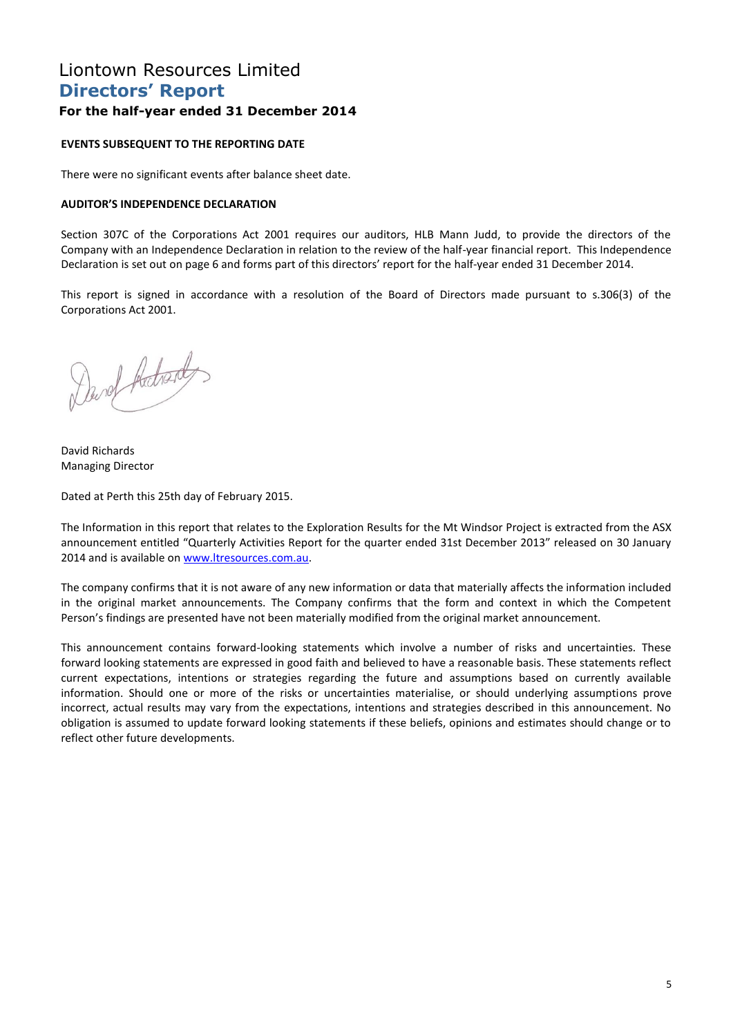# Liontown Resources Limited
## Directors' Report
### For the half-year ended 31 December 2014

**EVENTS SUBSEQUENT TO THE REPORTING DATE**

There were no significant events after balance sheet date.

**AUDITOR'S INDEPENDENCE DECLARATION**

Section 307C of the Corporations Act 2001 requires our auditors, HLB Mann Judd, to provide the directors of the Company with an Independence Declaration in relation to the review of the half-year financial report. This Independence Declaration is set out on page 6 and forms part of this directors' report for the half-year ended 31 December 2014.

This report is signed in accordance with a resolution of the Board of Directors made pursuant to s.306(3) of the Corporations Act 2001.

David Richards
Managing Director

Dated at Perth this 25th day of February 2015.

The Information in this report that relates to the Exploration Results for the Mt Windsor Project is extracted from the ASX announcement entitled "Quarterly Activities Report for the quarter ended 31st December 2013" released on 30 January 2014 and is available on www.ltresources.com.au.

The company confirms that it is not aware of any new information or data that materially affects the information included in the original market announcements. The Company confirms that the form and context in which the Competent Person's findings are presented have not been materially modified from the original market announcement.

This announcement contains forward-looking statements which involve a number of risks and uncertainties. These forward looking statements are expressed in good faith and believed to have a reasonable basis. These statements reflect current expectations, intentions or strategies regarding the future and assumptions based on currently available information. Should one or more of the risks or uncertainties materialise, or should underlying assumptions prove incorrect, actual results may vary from the expectations, intentions and strategies described in this announcement. No obligation is assumed to update forward looking statements if these beliefs, opinions and estimates should change or to reflect other future developments.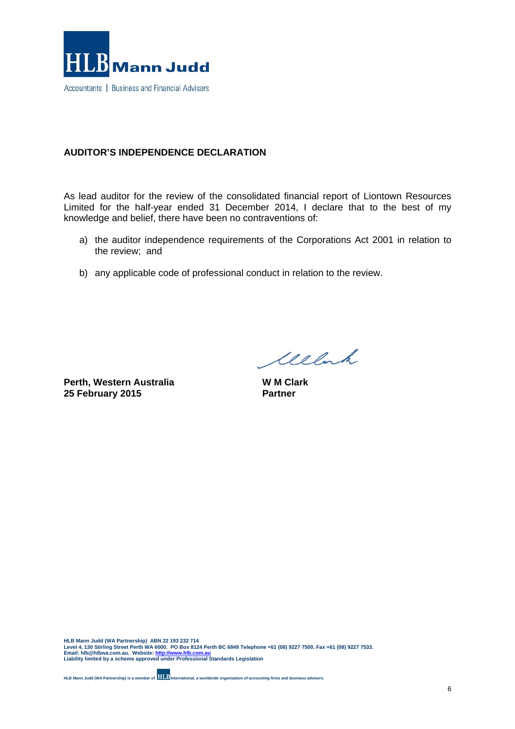**HLB Mann Judd**

Accountants | Business and Financial Advisers

## AUDITOR'S INDEPENDENCE DECLARATION

As lead auditor for the review of the consolidated financial report of Liontown Resources Limited for the half-year ended 31 December 2014, I declare that to the best of my knowledge and belief, there have been no contraventions of:

a) the auditor independence requirements of the Corporations Act 2001 in relation to the review; and

b) any applicable code of professional conduct in relation to the review.

**Perth, Western Australia**
**25 February 2015**

**W M Clark**
**Partner**

HLB Mann Judd (WA Partnership) ABN 22 193 232 714
Level 4, 130 Stirling Street Perth WA 6000. PO Box 8124 Perth BC 6849 Telephone +61 (08) 9227 7500. Fax +61 (08) 9227 7533.
Email: hlb@hlbwa.com.au. Website: http://www.hlb.com.au
Liability limited by a scheme approved under Professional Standards Legislation

HLB Mann Judd (WA Partnership) is a member of HLB International, a worldwide organisation of accounting firms and business advisers.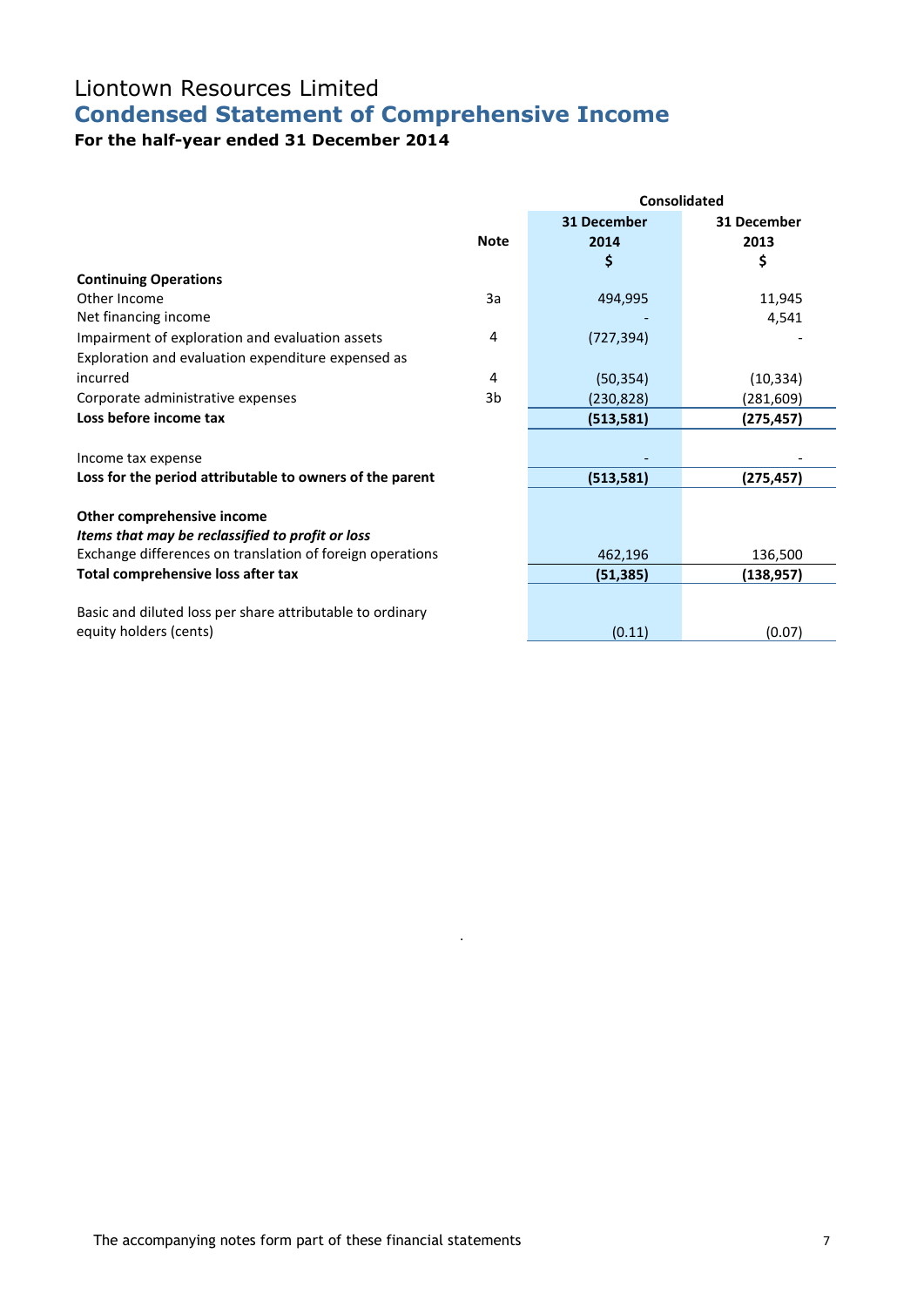# Liontown Resources Limited

## Condensed Statement of Comprehensive Income

### For the half-year ended 31 December 2014

| | Note | Consolidated | |
|---|---|---|---|
| | | 31 December 2014 $ | 31 December 2013 $ |
| **Continuing Operations** | | | |
| Other Income | 3a | 494,995 | 11,945 |
| Net financing income | | - | 4,541 |
| Impairment of exploration and evaluation assets | 4 | (727,394) | - |
| Exploration and evaluation expenditure expensed as incurred | 4 | (50,354) | (10,334) |
| Corporate administrative expenses | 3b | (230,828) | (281,609) |
| **Loss before income tax** | | **(513,581)** | **(275,457)** |
| | | | |
| Income tax expense | | - | - |
| **Loss for the period attributable to owners of the parent** | | **(513,581)** | **(275,457)** |
| | | | |
| **Other comprehensive income** | | | |
| ***Items that may be reclassified to profit or loss*** | | | |
| Exchange differences on translation of foreign operations | | 462,196 | 136,500 |
| **Total comprehensive loss after tax** | | **(51,385)** | **(138,957)** |
| | | | |
| Basic and diluted loss per share attributable to ordinary equity holders (cents) | | (0.11) | (0.07) |

The accompanying notes form part of these financial statements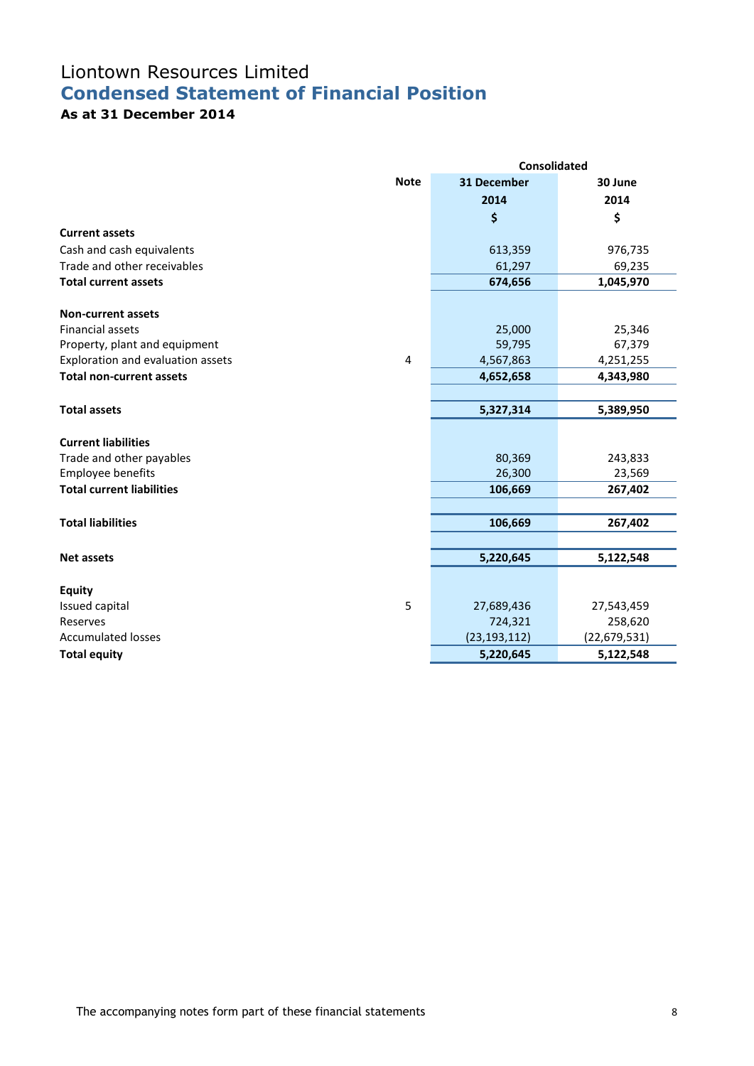# Liontown Resources Limited

## Condensed Statement of Financial Position

### As at 31 December 2014

| | Note | Consolidated | |
|---|---|---|---|
| | | **31 December 2014** | **30 June 2014** |
| | | **$** | **$** |
| **Current assets** | | | |
| Cash and cash equivalents | | 613,359 | 976,735 |
| Trade and other receivables | | 61,297 | 69,235 |
| **Total current assets** | | **674,656** | **1,045,970** |
| | | | |
| **Non-current assets** | | | |
| Financial assets | | 25,000 | 25,346 |
| Property, plant and equipment | | 59,795 | 67,379 |
| Exploration and evaluation assets | 4 | 4,567,863 | 4,251,255 |
| **Total non-current assets** | | **4,652,658** | **4,343,980** |
| | | | |
| **Total assets** | | **5,327,314** | **5,389,950** |
| | | | |
| **Current liabilities** | | | |
| Trade and other payables | | 80,369 | 243,833 |
| Employee benefits | | 26,300 | 23,569 |
| **Total current liabilities** | | **106,669** | **267,402** |
| | | | |
| **Total liabilities** | | **106,669** | **267,402** |
| | | | |
| **Net assets** | | **5,220,645** | **5,122,548** |
| | | | |
| **Equity** | | | |
| Issued capital | 5 | 27,689,436 | 27,543,459 |
| Reserves | | 724,321 | 258,620 |
| Accumulated losses | | (23,193,112) | (22,679,531) |
| **Total equity** | | **5,220,645** | **5,122,548** |

The accompanying notes form part of these financial statements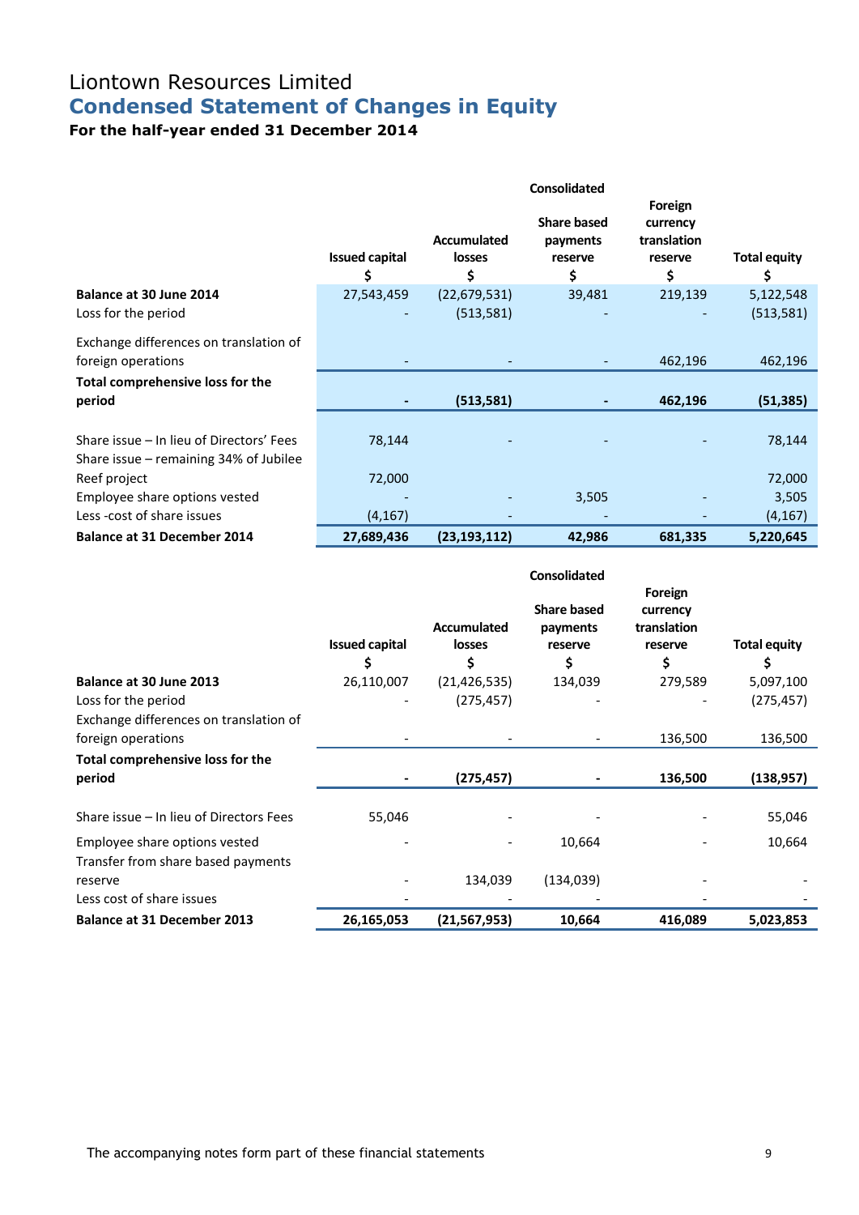# Liontown Resources Limited
## Condensed Statement of Changes in Equity
### For the half-year ended 31 December 2014

| | Consolidated | | | | |
|---|---|---|---|---|---|
| | Issued capital $ | Accumulated losses $ | Share based payments reserve $ | Foreign currency translation reserve $ | Total equity $ |
| **Balance at 30 June 2014** | 27,543,459 | (22,679,531) | 39,481 | 219,139 | 5,122,548 |
| Loss for the period | - | (513,581) | - | - | (513,581) |
| Exchange differences on translation of foreign operations | - | - | - | 462,196 | 462,196 |
| **Total comprehensive loss for the period** | **-** | **(513,581)** | **-** | **462,196** | **(51,385)** |
| Share issue – In lieu of Directors' Fees | 78,144 | - | - | - | 78,144 |
| Share issue – remaining 34% of Jubilee Reef project | 72,000 | | | | 72,000 |
| Employee share options vested | - | - | 3,505 | - | 3,505 |
| Less -cost of share issues | (4,167) | - | - | - | (4,167) |
| **Balance at 31 December 2014** | **27,689,436** | **(23,193,112)** | **42,986** | **681,335** | **5,220,645** |

| | Consolidated | | | | |
|---|---|---|---|---|---|
| | Issued capital $ | Accumulated losses $ | Share based payments reserve $ | Foreign currency translation reserve $ | Total equity $ |
| **Balance at 30 June 2013** | 26,110,007 | (21,426,535) | 134,039 | 279,589 | 5,097,100 |
| Loss for the period | - | (275,457) | - | - | (275,457) |
| Exchange differences on translation of foreign operations | - | - | - | 136,500 | 136,500 |
| **Total comprehensive loss for the period** | **-** | **(275,457)** | **-** | **136,500** | **(138,957)** |
| Share issue – In lieu of Directors Fees | 55,046 | - | - | - | 55,046 |
| Employee share options vested | - | - | 10,664 | - | 10,664 |
| Transfer from share based payments reserve | - | 134,039 | (134,039) | - | - |
| Less cost of share issues | - | - | - | - | - |
| **Balance at 31 December 2013** | **26,165,053** | **(21,567,953)** | **10,664** | **416,089** | **5,023,853** |

The accompanying notes form part of these financial statements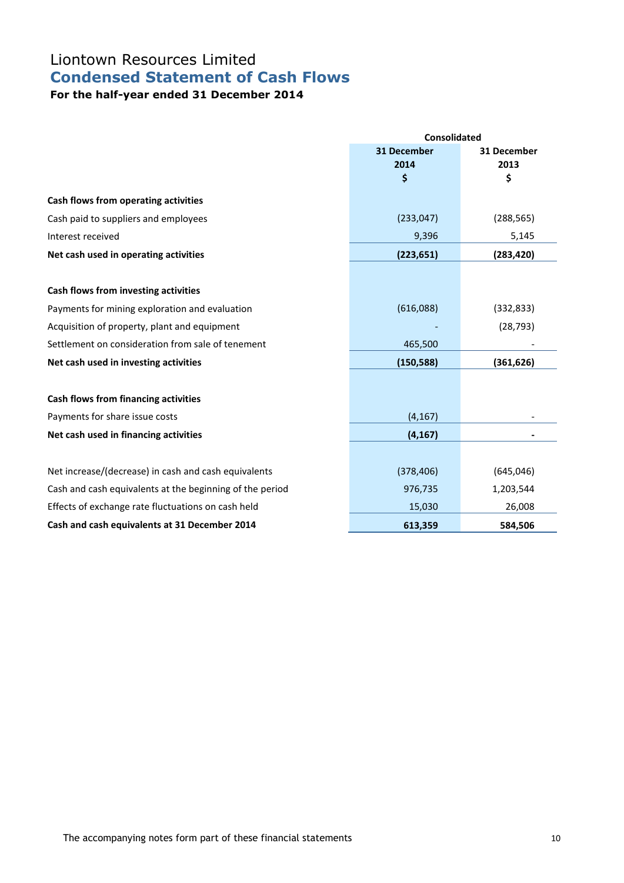# Liontown Resources Limited

## Condensed Statement of Cash Flows

### For the half-year ended 31 December 2014

| | Consolidated | |
|---|---|---|
| | 31 December 2014 $ | 31 December 2013 $ |
| **Cash flows from operating activities** | | |
| Cash paid to suppliers and employees | (233,047) | (288,565) |
| Interest received | 9,396 | 5,145 |
| **Net cash used in operating activities** | **(223,651)** | **(283,420)** |
| | | |
| **Cash flows from investing activities** | | |
| Payments for mining exploration and evaluation | (616,088) | (332,833) |
| Acquisition of property, plant and equipment | - | (28,793) |
| Settlement on consideration from sale of tenement | 465,500 | - |
| **Net cash used in investing activities** | **(150,588)** | **(361,626)** |
| | | |
| **Cash flows from financing activities** | | |
| Payments for share issue costs | (4,167) | - |
| **Net cash used in financing activities** | **(4,167)** | **-** |
| | | |
| Net increase/(decrease) in cash and cash equivalents | (378,406) | (645,046) |
| Cash and cash equivalents at the beginning of the period | 976,735 | 1,203,544 |
| Effects of exchange rate fluctuations on cash held | 15,030 | 26,008 |
| **Cash and cash equivalents at 31 December 2014** | **613,359** | **584,506** |

The accompanying notes form part of these financial statements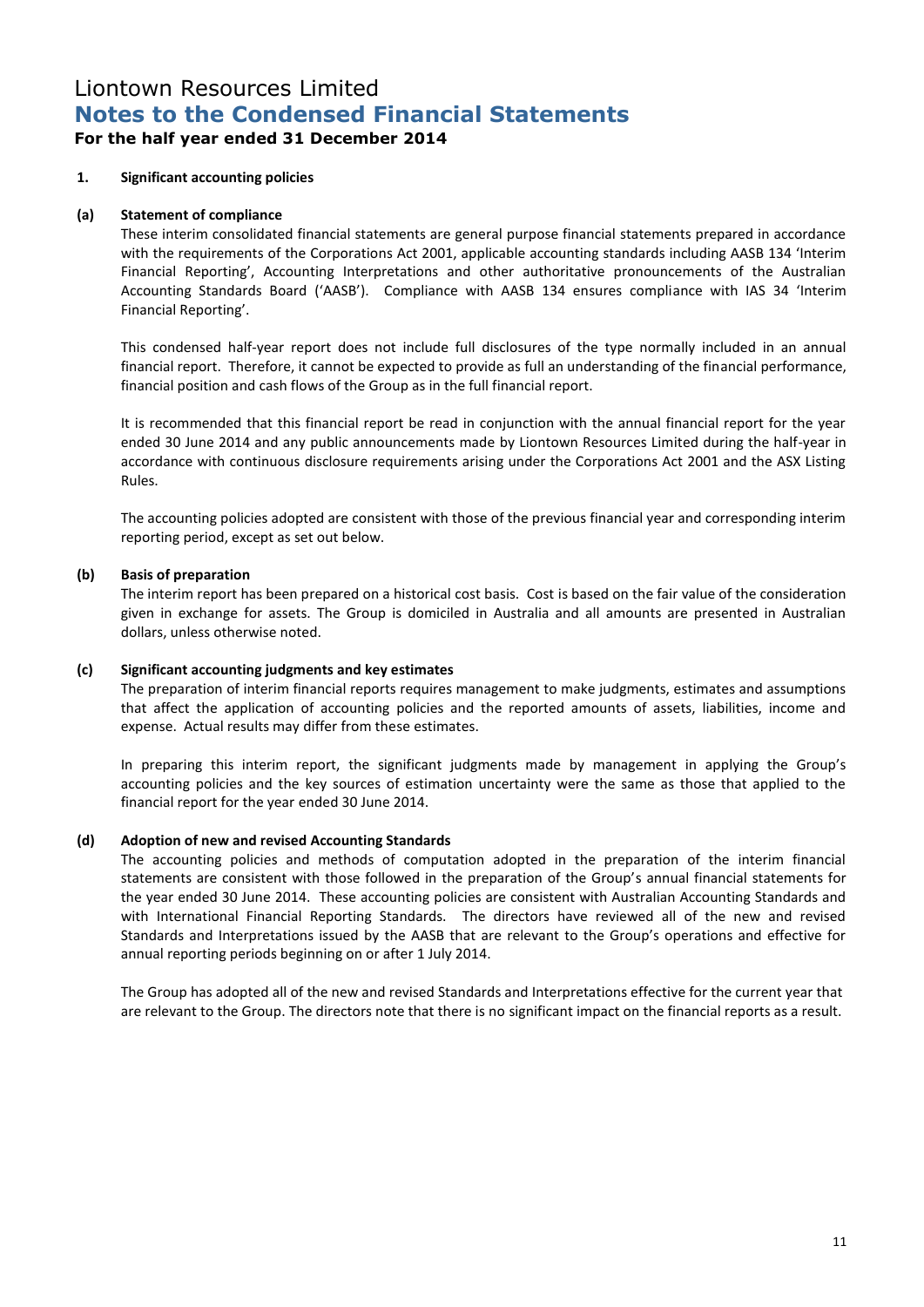# Liontown Resources Limited

## Notes to the Condensed Financial Statements

**For the half year ended 31 December 2014**

### 1. Significant accounting policies

#### (a) Statement of compliance

These interim consolidated financial statements are general purpose financial statements prepared in accordance with the requirements of the Corporations Act 2001, applicable accounting standards including AASB 134 'Interim Financial Reporting', Accounting Interpretations and other authoritative pronouncements of the Australian Accounting Standards Board ('AASB'). Compliance with AASB 134 ensures compliance with IAS 34 'Interim Financial Reporting'.

This condensed half-year report does not include full disclosures of the type normally included in an annual financial report. Therefore, it cannot be expected to provide as full an understanding of the financial performance, financial position and cash flows of the Group as in the full financial report.

It is recommended that this financial report be read in conjunction with the annual financial report for the year ended 30 June 2014 and any public announcements made by Liontown Resources Limited during the half-year in accordance with continuous disclosure requirements arising under the Corporations Act 2001 and the ASX Listing Rules.

The accounting policies adopted are consistent with those of the previous financial year and corresponding interim reporting period, except as set out below.

#### (b) Basis of preparation

The interim report has been prepared on a historical cost basis. Cost is based on the fair value of the consideration given in exchange for assets. The Group is domiciled in Australia and all amounts are presented in Australian dollars, unless otherwise noted.

#### (c) Significant accounting judgments and key estimates

The preparation of interim financial reports requires management to make judgments, estimates and assumptions that affect the application of accounting policies and the reported amounts of assets, liabilities, income and expense. Actual results may differ from these estimates.

In preparing this interim report, the significant judgments made by management in applying the Group's accounting policies and the key sources of estimation uncertainty were the same as those that applied to the financial report for the year ended 30 June 2014.

#### (d) Adoption of new and revised Accounting Standards

The accounting policies and methods of computation adopted in the preparation of the interim financial statements are consistent with those followed in the preparation of the Group's annual financial statements for the year ended 30 June 2014. These accounting policies are consistent with Australian Accounting Standards and with International Financial Reporting Standards. The directors have reviewed all of the new and revised Standards and Interpretations issued by the AASB that are relevant to the Group's operations and effective for annual reporting periods beginning on or after 1 July 2014.

The Group has adopted all of the new and revised Standards and Interpretations effective for the current year that are relevant to the Group. The directors note that there is no significant impact on the financial reports as a result.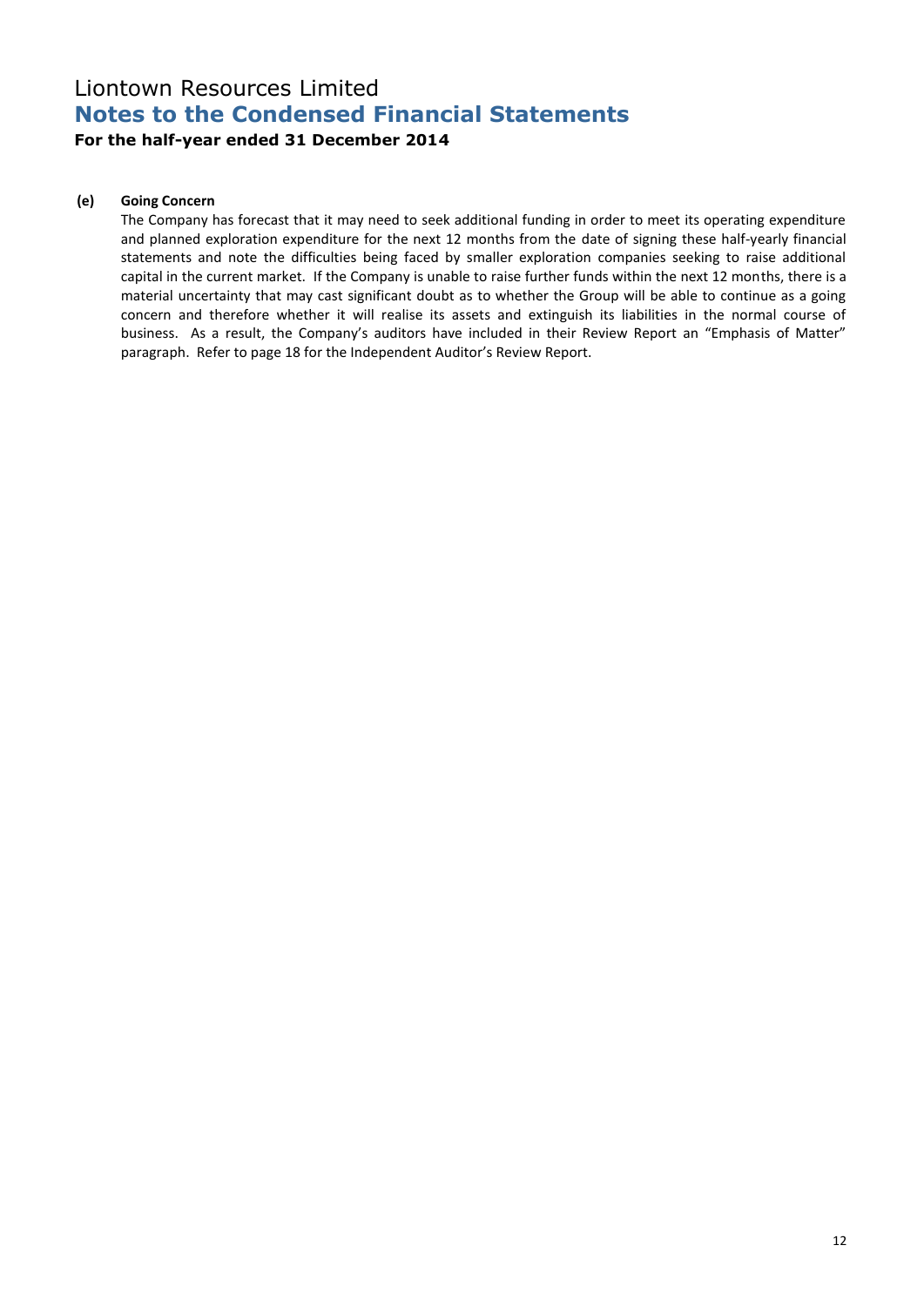# Liontown Resources Limited

## Notes to the Condensed Financial Statements

**For the half-year ended 31 December 2014**

**(e) Going Concern**

The Company has forecast that it may need to seek additional funding in order to meet its operating expenditure and planned exploration expenditure for the next 12 months from the date of signing these half-yearly financial statements and note the difficulties being faced by smaller exploration companies seeking to raise additional capital in the current market. If the Company is unable to raise further funds within the next 12 months, there is a material uncertainty that may cast significant doubt as to whether the Group will be able to continue as a going concern and therefore whether it will realise its assets and extinguish its liabilities in the normal course of business. As a result, the Company's auditors have included in their Review Report an "Emphasis of Matter" paragraph. Refer to page 18 for the Independent Auditor's Review Report.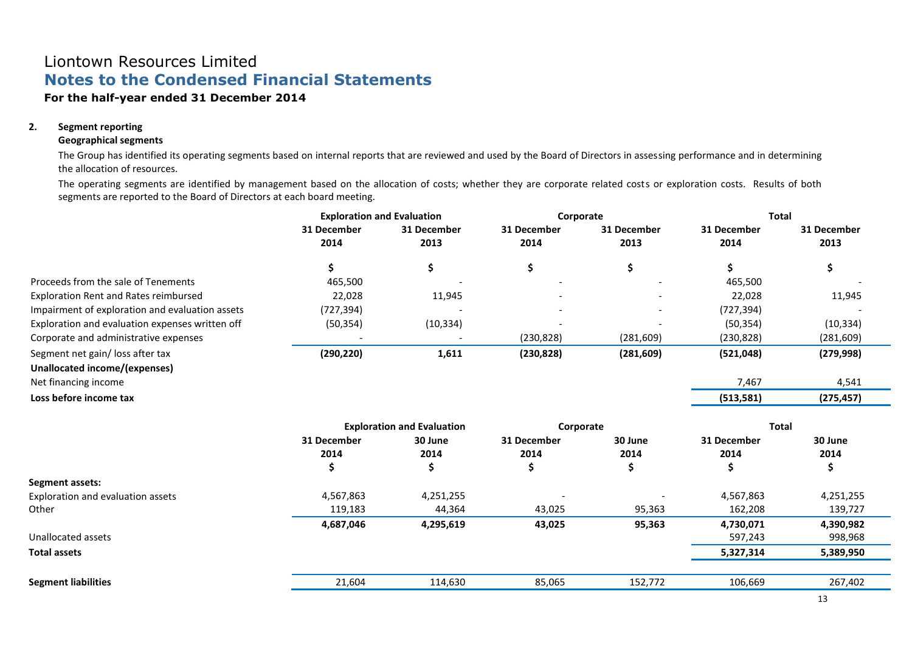# Liontown Resources Limited

## Notes to the Condensed Financial Statements

### For the half-year ended 31 December 2014

**2. Segment reporting**

**Geographical segments**

The Group has identified its operating segments based on internal reports that are reviewed and used by the Board of Directors in assessing performance and in determining the allocation of resources.

The operating segments are identified by management based on the allocation of costs; whether they are corporate related costs or exploration costs. Results of both segments are reported to the Board of Directors at each board meeting.

| | Exploration and Evaluation | | Corporate | | Total | |
|---|---|---|---|---|---|---|
| | 31 December 2014 | 31 December 2013 | 31 December 2014 | 31 December 2013 | 31 December 2014 | 31 December 2013 |
| | $ | $ | $ | $ | $ | $ |
| Proceeds from the sale of Tenements | 465,500 | - | - | - | 465,500 | - |
| Exploration Rent and Rates reimbursed | 22,028 | 11,945 | - | - | 22,028 | 11,945 |
| Impairment of exploration and evaluation assets | (727,394) | - | - | - | (727,394) | - |
| Exploration and evaluation expenses written off | (50,354) | (10,334) | - | - | (50,354) | (10,334) |
| Corporate and administrative expenses | - | - | (230,828) | (281,609) | (230,828) | (281,609) |
| Segment net gain/ loss after tax | **(290,220)** | **1,611** | **(230,828)** | **(281,609)** | **(521,048)** | **(279,998)** |
| **Unallocated income/(expenses)** | | | | | | |
| Net financing income | | | | | 7,467 | 4,541 |
| **Loss before income tax** | | | | | **(513,581)** | **(275,457)** |

| | Exploration and Evaluation | | Corporate | | Total | |
|---|---|---|---|---|---|---|
| | 31 December 2014 | 30 June 2014 | 31 December 2014 | 30 June 2014 | 31 December 2014 | 30 June 2014 |
| | $ | $ | $ | $ | $ | $ |
| **Segment assets:** | | | | | | |
| Exploration and evaluation assets | 4,567,863 | 4,251,255 | - | - | 4,567,863 | 4,251,255 |
| Other | 119,183 | 44,364 | 43,025 | 95,363 | 162,208 | 139,727 |
| | **4,687,046** | **4,295,619** | **43,025** | **95,363** | **4,730,071** | **4,390,982** |
| Unallocated assets | | | | | 597,243 | 998,968 |
| **Total assets** | | | | | **5,327,314** | **5,389,950** |
| | | | | | | |
| **Segment liabilities** | 21,604 | 114,630 | 85,065 | 152,772 | 106,669 | 267,402 |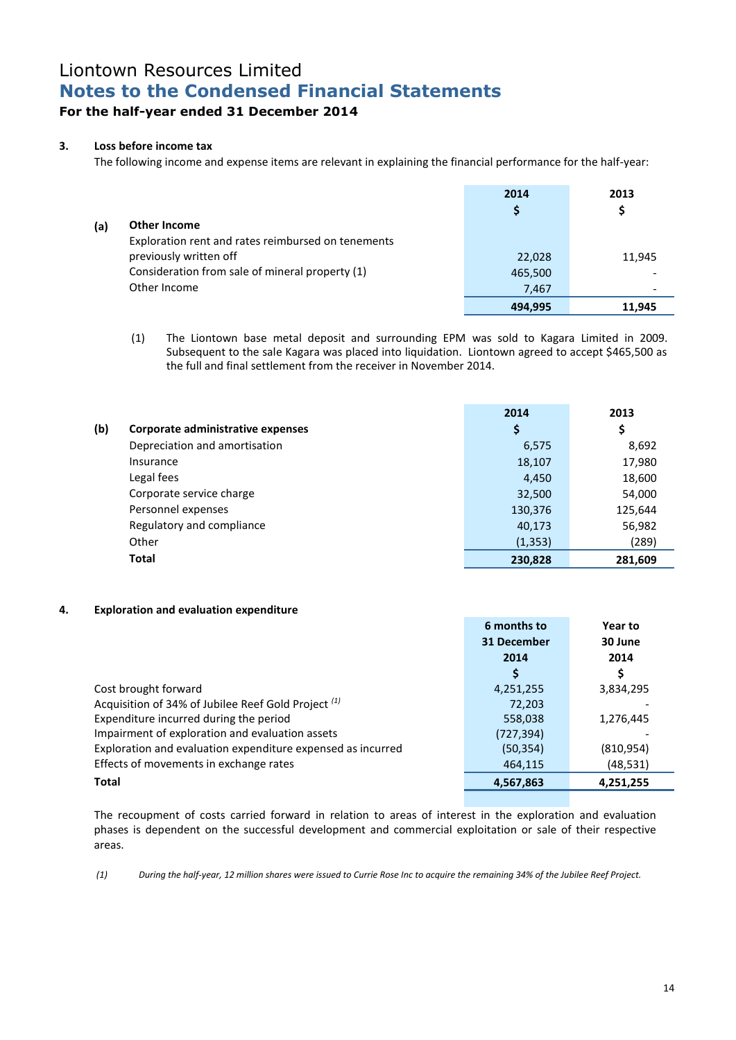# Liontown Resources Limited

## Notes to the Condensed Financial Statements

### For the half-year ended 31 December 2014

**3. Loss before income tax**

The following income and expense items are relevant in explaining the financial performance for the half-year:

| | | 2014 | 2013 |
|---|---|---|---|
| | | $ | $ |
| **(a)** | **Other Income** | | |
| | Exploration rent and rates reimbursed on tenements previously written off | 22,028 | 11,945 |
| | Consideration from sale of mineral property (1) | 465,500 | - |
| | Other Income | 7,467 | - |
| | | **494,995** | **11,945** |

(1) The Liontown base metal deposit and surrounding EPM was sold to Kagara Limited in 2009. Subsequent to the sale Kagara was placed into liquidation. Liontown agreed to accept $465,500 as the full and final settlement from the receiver in November 2014.

| | | 2014 | 2013 |
|---|---|---|---|
| **(b)** | **Corporate administrative expenses** | $ | $ |
| | Depreciation and amortisation | 6,575 | 8,692 |
| | Insurance | 18,107 | 17,980 |
| | Legal fees | 4,450 | 18,600 |
| | Corporate service charge | 32,500 | 54,000 |
| | Personnel expenses | 130,376 | 125,644 |
| | Regulatory and compliance | 40,173 | 56,982 |
| | Other | (1,353) | (289) |
| | **Total** | **230,828** | **281,609** |

**4. Exploration and evaluation expenditure**

| | 6 months to 31 December 2014 | Year to 30 June 2014 |
|---|---|---|
| | $ | $ |
| Cost brought forward | 4,251,255 | 3,834,295 |
| Acquisition of 34% of Jubilee Reef Gold Project [(1)] | 72,203 | - |
| Expenditure incurred during the period | 558,038 | 1,276,445 |
| Impairment of exploration and evaluation assets | (727,394) | - |
| Exploration and evaluation expenditure expensed as incurred | (50,354) | (810,954) |
| Effects of movements in exchange rates | 464,115 | (48,531) |
| **Total** | **4,567,863** | **4,251,255** |

The recoupment of costs carried forward in relation to areas of interest in the exploration and evaluation phases is dependent on the successful development and commercial exploitation or sale of their respective areas.

*(1) During the half-year, 12 million shares were issued to Currie Rose Inc to acquire the remaining 34% of the Jubilee Reef Project.*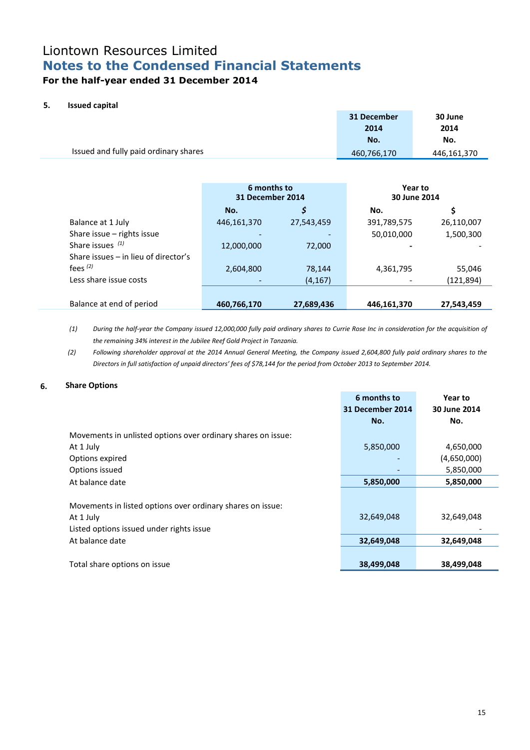# Liontown Resources Limited
## Notes to the Condensed Financial Statements
### For the half-year ended 31 December 2014

**5. Issued capital**

| | 31 December 2014 No. | 30 June 2014 No. |
|---|---|---|
| Issued and fully paid ordinary shares | 460,766,170 | 446,161,370 |

| | 6 months to 31 December 2014 | | Year to 30 June 2014 | |
|---|---|---|---|---|
| | No. | $ | No. | $ |
| Balance at 1 July | 446,161,370 | 27,543,459 | 391,789,575 | 26,110,007 |
| Share issue – rights issue | - | - | 50,010,000 | 1,500,300 |
| Share issues [(1)] | 12,000,000 | 72,000 | - | - |
| Share issues – in lieu of director's fees [(2)] | 2,604,800 | 78,144 | 4,361,795 | 55,046 |
| Less share issue costs | - | (4,167) | - | (121,894) |
| **Balance at end of period** | **460,766,170** | **27,689,436** | **446,161,370** | **27,543,459** |

*(1) During the half-year the Company issued 12,000,000 fully paid ordinary shares to Currie Rose Inc in consideration for the acquisition of the remaining 34% interest in the Jubilee Reef Gold Project in Tanzania.*

*(2) Following shareholder approval at the 2014 Annual General Meeting, the Company issued 2,604,800 fully paid ordinary shares to the Directors in full satisfaction of unpaid directors' fees of $78,144 for the period from October 2013 to September 2014.*

**6. Share Options**

| | 6 months to 31 December 2014 No. | Year to 30 June 2014 No. |
|---|---|---|
| Movements in unlisted options over ordinary shares on issue: | | |
| At 1 July | 5,850,000 | 4,650,000 |
| Options expired | - | (4,650,000) |
| Options issued | - | 5,850,000 |
| At balance date | **5,850,000** | **5,850,000** |
| | | |
| Movements in listed options over ordinary shares on issue: | | |
| At 1 July | 32,649,048 | 32,649,048 |
| Listed options issued under rights issue | | - |
| At balance date | **32,649,048** | **32,649,048** |
| | | |
| Total share options on issue | **38,499,048** | **38,499,048** |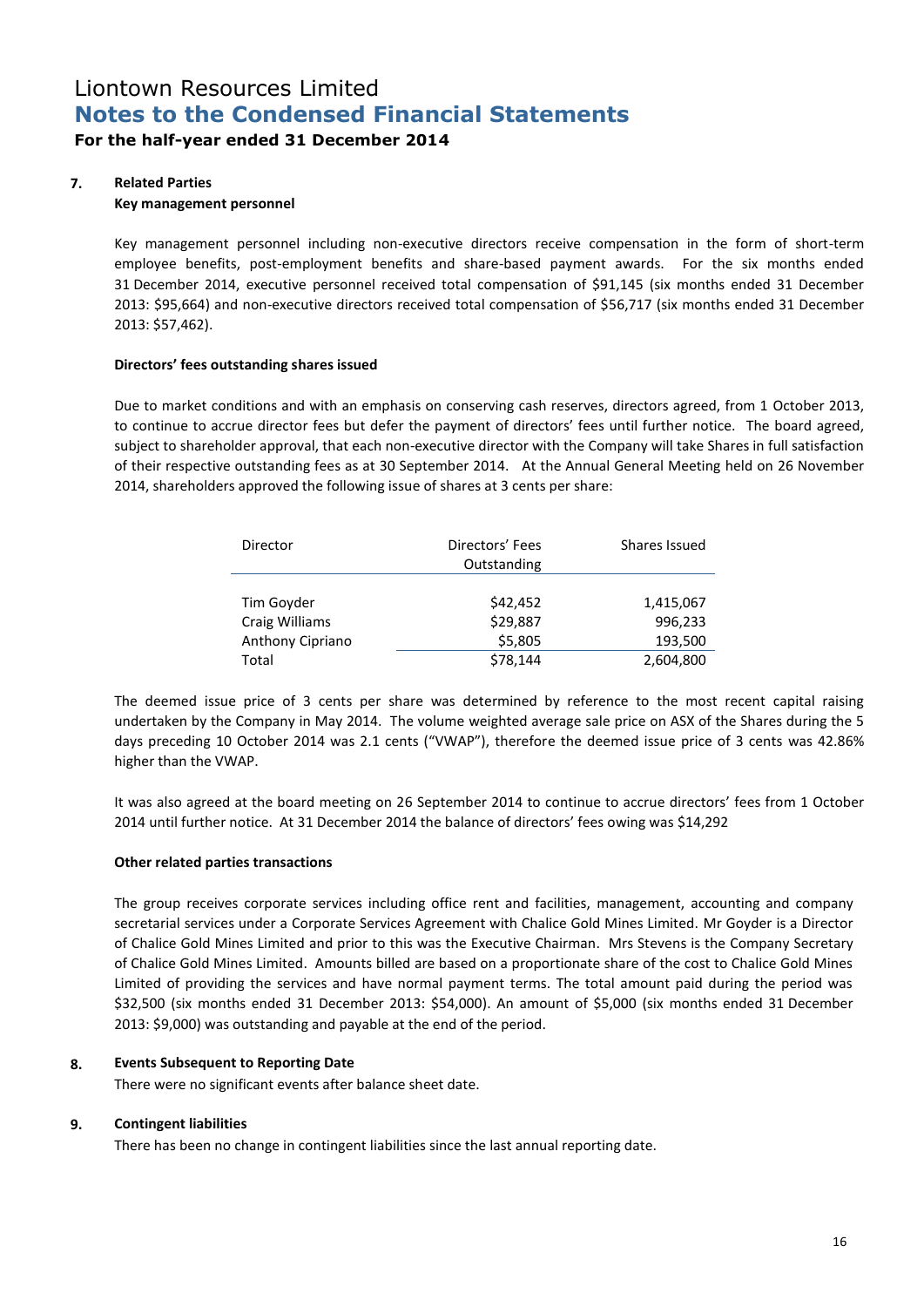# Liontown Resources Limited

## Notes to the Condensed Financial Statements

**For the half-year ended 31 December 2014**

### 7. Related Parties

**Key management personnel**

Key management personnel including non-executive directors receive compensation in the form of short-term employee benefits, post-employment benefits and share-based payment awards. For the six months ended 31 December 2014, executive personnel received total compensation of $91,145 (six months ended 31 December 2013: $95,664) and non-executive directors received total compensation of $56,717 (six months ended 31 December 2013: $57,462).

**Directors' fees outstanding shares issued**

Due to market conditions and with an emphasis on conserving cash reserves, directors agreed, from 1 October 2013, to continue to accrue director fees but defer the payment of directors' fees until further notice. The board agreed, subject to shareholder approval, that each non-executive director with the Company will take Shares in full satisfaction of their respective outstanding fees as at 30 September 2014. At the Annual General Meeting held on 26 November 2014, shareholders approved the following issue of shares at 3 cents per share:

| Director | Directors' Fees Outstanding | Shares Issued |
|---|---|---|
| Tim Goyder | $42,452 | 1,415,067 |
| Craig Williams | $29,887 | 996,233 |
| Anthony Cipriano | $5,805 | 193,500 |
| Total | $78,144 | 2,604,800 |

The deemed issue price of 3 cents per share was determined by reference to the most recent capital raising undertaken by the Company in May 2014. The volume weighted average sale price on ASX of the Shares during the 5 days preceding 10 October 2014 was 2.1 cents ("VWAP"), therefore the deemed issue price of 3 cents was 42.86% higher than the VWAP.

It was also agreed at the board meeting on 26 September 2014 to continue to accrue directors' fees from 1 October 2014 until further notice. At 31 December 2014 the balance of directors' fees owing was $14,292

**Other related parties transactions**

The group receives corporate services including office rent and facilities, management, accounting and company secretarial services under a Corporate Services Agreement with Chalice Gold Mines Limited. Mr Goyder is a Director of Chalice Gold Mines Limited and prior to this was the Executive Chairman. Mrs Stevens is the Company Secretary of Chalice Gold Mines Limited. Amounts billed are based on a proportionate share of the cost to Chalice Gold Mines Limited of providing the services and have normal payment terms. The total amount paid during the period was $32,500 (six months ended 31 December 2013: $54,000). An amount of $5,000 (six months ended 31 December 2013: $9,000) was outstanding and payable at the end of the period.

### 8. Events Subsequent to Reporting Date

There were no significant events after balance sheet date.

### 9. Contingent liabilities

There has been no change in contingent liabilities since the last annual reporting date.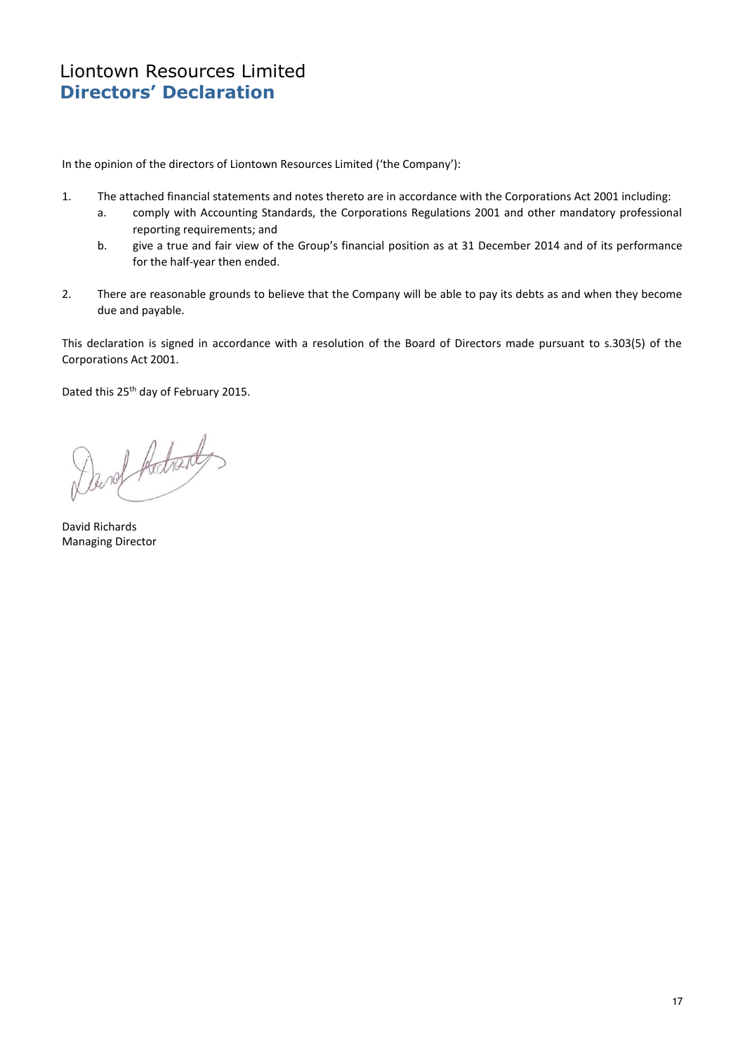# Liontown Resources Limited
## Directors' Declaration

In the opinion of the directors of Liontown Resources Limited ('the Company'):

1. The attached financial statements and notes thereto are in accordance with the Corporations Act 2001 including:
   a. comply with Accounting Standards, the Corporations Regulations 2001 and other mandatory professional reporting requirements; and
   b. give a true and fair view of the Group's financial position as at 31 December 2014 and of its performance for the half-year then ended.

2. There are reasonable grounds to believe that the Company will be able to pay its debts as and when they become due and payable.

This declaration is signed in accordance with a resolution of the Board of Directors made pursuant to s.303(5) of the Corporations Act 2001.

Dated this 25th day of February 2015.

David Richards
Managing Director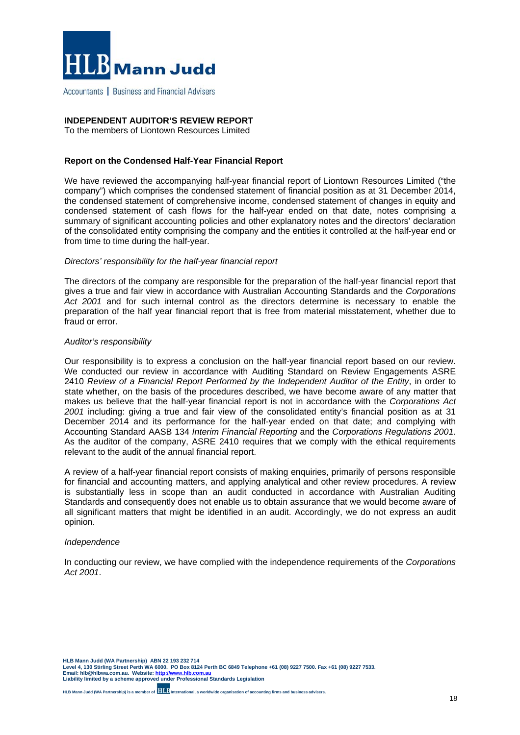HLB Mann Judd

Accountants | Business and Financial Advisers

## INDEPENDENT AUDITOR'S REVIEW REPORT

To the members of Liontown Resources Limited

### Report on the Condensed Half-Year Financial Report

We have reviewed the accompanying half-year financial report of Liontown Resources Limited ("the company") which comprises the condensed statement of financial position as at 31 December 2014, the condensed statement of comprehensive income, condensed statement of changes in equity and condensed statement of cash flows for the half-year ended on that date, notes comprising a summary of significant accounting policies and other explanatory notes and the directors' declaration of the consolidated entity comprising the company and the entities it controlled at the half-year end or from time to time during the half-year.

*Directors' responsibility for the half-year financial report*

The directors of the company are responsible for the preparation of the half-year financial report that gives a true and fair view in accordance with Australian Accounting Standards and the *Corporations Act 2001* and for such internal control as the directors determine is necessary to enable the preparation of the half year financial report that is free from material misstatement, whether due to fraud or error.

*Auditor's responsibility*

Our responsibility is to express a conclusion on the half-year financial report based on our review. We conducted our review in accordance with Auditing Standard on Review Engagements ASRE 2410 *Review of a Financial Report Performed by the Independent Auditor of the Entity*, in order to state whether, on the basis of the procedures described, we have become aware of any matter that makes us believe that the half-year financial report is not in accordance with the *Corporations Act 2001* including: giving a true and fair view of the consolidated entity's financial position as at 31 December 2014 and its performance for the half-year ended on that date; and complying with Accounting Standard AASB 134 *Interim Financial Reporting* and the *Corporations Regulations 2001*. As the auditor of the company, ASRE 2410 requires that we comply with the ethical requirements relevant to the audit of the annual financial report.

A review of a half-year financial report consists of making enquiries, primarily of persons responsible for financial and accounting matters, and applying analytical and other review procedures. A review is substantially less in scope than an audit conducted in accordance with Australian Auditing Standards and consequently does not enable us to obtain assurance that we would become aware of all significant matters that might be identified in an audit. Accordingly, we do not express an audit opinion.

*Independence*

In conducting our review, we have complied with the independence requirements of the *Corporations Act 2001*.

**HLB Mann Judd (WA Partnership) ABN 22 193 232 714**
**Level 4, 130 Stirling Street Perth WA 6000. PO Box 8124 Perth BC 6849 Telephone +61 (08) 9227 7500. Fax +61 (08) 9227 7533.**
**Email: hlb@hlbwa.com.au. Website: http://www.hlb.com.au**
**Liability limited by a scheme approved under Professional Standards Legislation**

**HLB Mann Judd (WA Partnership) is a member of HLB International, a worldwide organisation of accounting firms and business advisers.**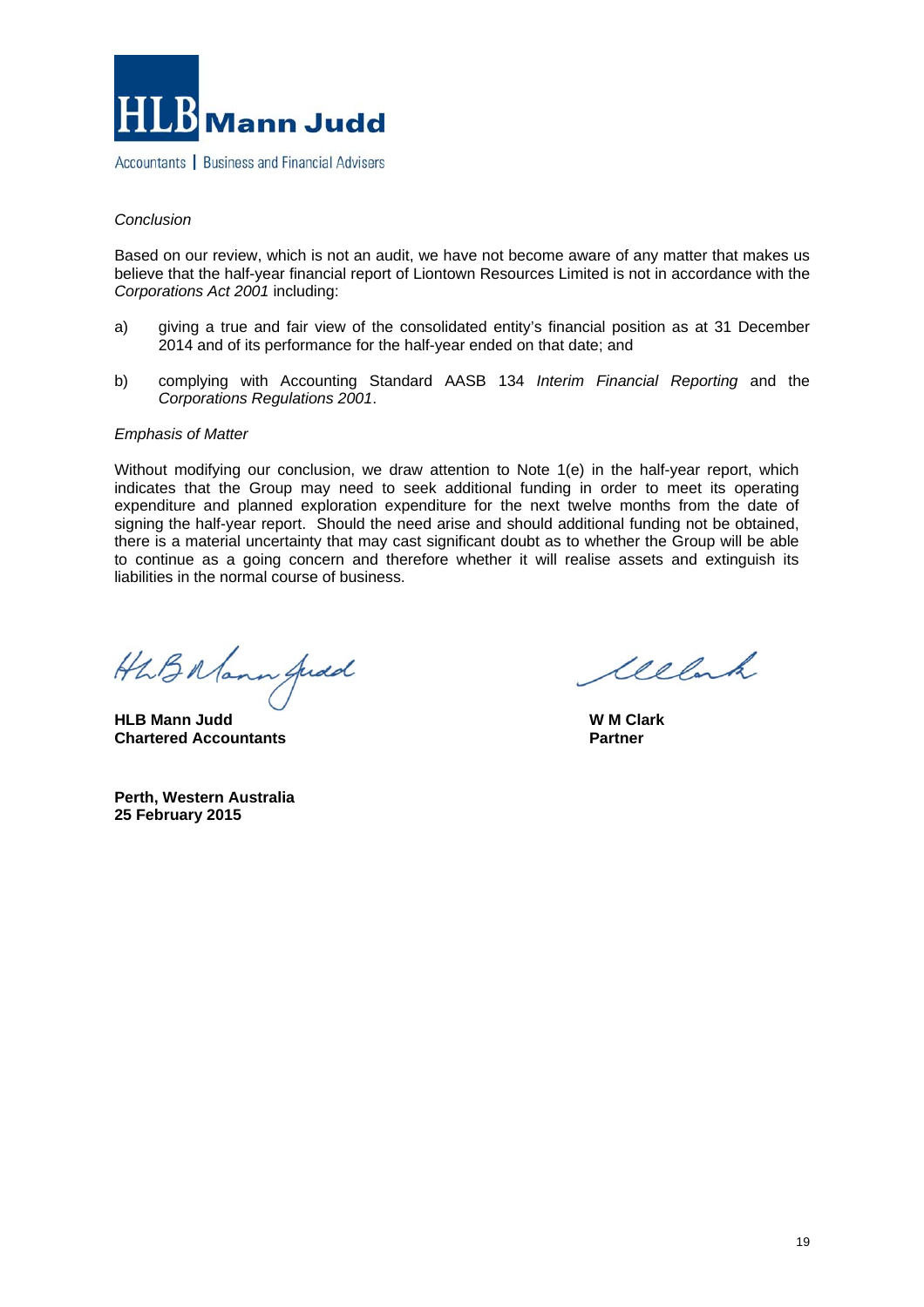HLB Mann Judd

Accountants | Business and Financial Advisers

*Conclusion*

Based on our review, which is not an audit, we have not become aware of any matter that makes us believe that the half-year financial report of Liontown Resources Limited is not in accordance with the *Corporations Act 2001* including:

a) giving a true and fair view of the consolidated entity's financial position as at 31 December 2014 and of its performance for the half-year ended on that date; and

b) complying with Accounting Standard AASB 134 *Interim Financial Reporting* and the *Corporations Regulations 2001*.

*Emphasis of Matter*

Without modifying our conclusion, we draw attention to Note 1(e) in the half-year report, which indicates that the Group may need to seek additional funding in order to meet its operating expenditure and planned exploration expenditure for the next twelve months from the date of signing the half-year report. Should the need arise and should additional funding not be obtained, there is a material uncertainty that may cast significant doubt as to whether the Group will be able to continue as a going concern and therefore whether it will realise assets and extinguish its liabilities in the normal course of business.

**HLB Mann Judd**
**Chartered Accountants**

**W M Clark**
**Partner**

**Perth, Western Australia**
**25 February 2015**